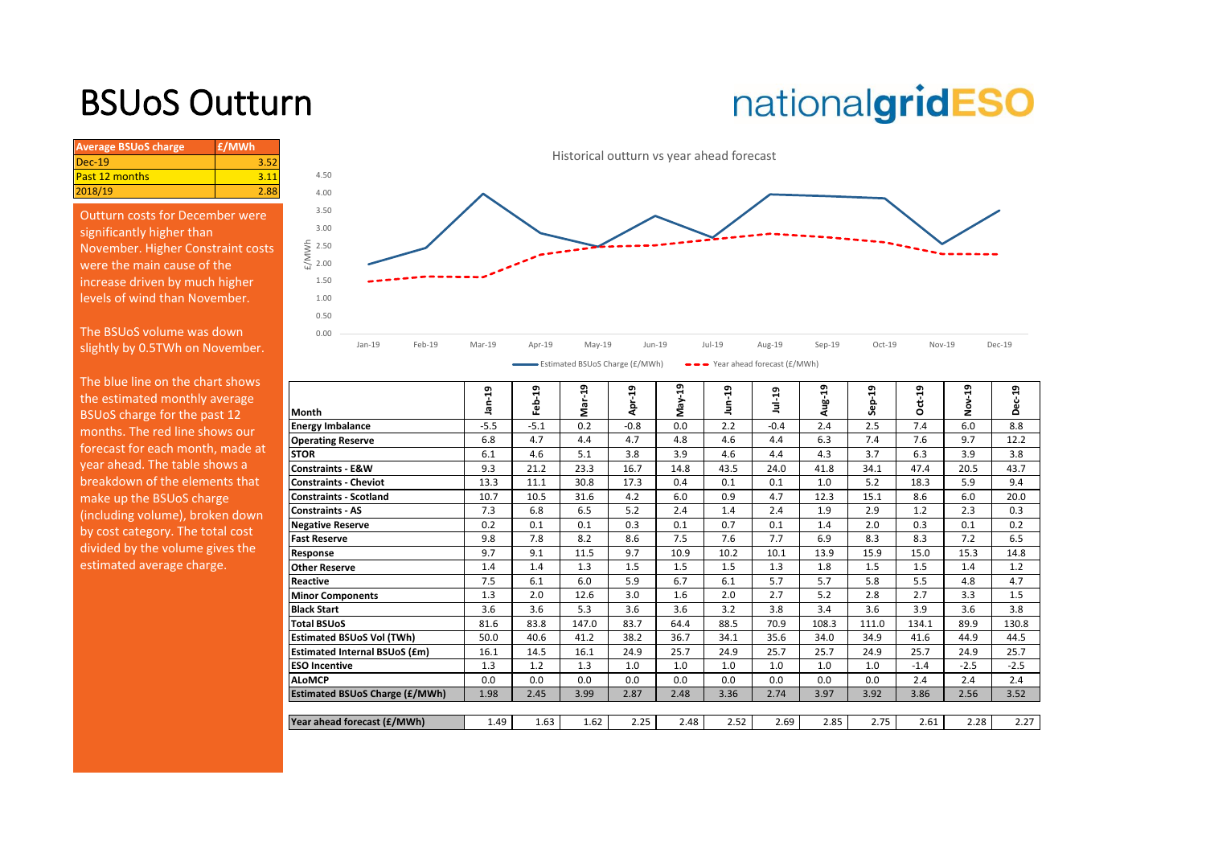# BSUoS Outturn

nationalgridESO

| Average BSUoS charge | £/MWh |
|---|---|
| Dec-19 | 3.52 |
| Past 12 months | 3.11 |
| 2018/19 | 2.88 |

Outturn costs for December were significantly higher than November. Higher Constraint costs were the main cause of the increase driven by much higher levels of wind than November.

The BSUoS volume was down slightly by 0.5TWh on November.

The blue line on the chart shows the estimated monthly average BSUoS charge for the past 12 months. The red line shows our forecast for each month, made at year ahead. The table shows a breakdown of the elements that make up the BSUoS charge (including volume), broken down by cost category. The total cost divided by the volume gives the estimated average charge.

Historical outturn vs year ahead forecast

| Month | Jan-19 | Feb-19 | Mar-19 | Apr-19 | May-19 | Jun-19 | Jul-19 | Aug-19 | Sep-19 | Oct-19 | Nov-19 | Dec-19 |
|---|---|---|---|---|---|---|---|---|---|---|---|---|
| **Energy Imbalance** | -5.5 | -5.1 | 0.2 | -0.8 | 0.0 | 2.2 | -0.4 | 2.4 | 2.5 | 7.4 | 6.0 | 8.8 |
| **Operating Reserve** | 6.8 | 4.7 | 4.4 | 4.7 | 4.8 | 4.6 | 4.4 | 6.3 | 7.4 | 7.6 | 9.7 | 12.2 |
| **STOR** | 6.1 | 4.6 | 5.1 | 3.8 | 3.9 | 4.6 | 4.4 | 4.3 | 3.7 | 6.3 | 3.9 | 3.8 |
| **Constraints - E&W** | 9.3 | 21.2 | 23.3 | 16.7 | 14.8 | 43.5 | 24.0 | 41.8 | 34.1 | 47.4 | 20.5 | 43.7 |
| **Constraints - Cheviot** | 13.3 | 11.1 | 30.8 | 17.3 | 0.4 | 0.1 | 0.1 | 1.0 | 5.2 | 18.3 | 5.9 | 9.4 |
| **Constraints - Scotland** | 10.7 | 10.5 | 31.6 | 4.2 | 6.0 | 0.9 | 4.7 | 12.3 | 15.1 | 8.6 | 6.0 | 20.0 |
| **Constraints - AS** | 7.3 | 6.8 | 6.5 | 5.2 | 2.4 | 1.4 | 2.4 | 1.9 | 2.9 | 1.2 | 2.3 | 0.3 |
| **Negative Reserve** | 0.2 | 0.1 | 0.1 | 0.3 | 0.1 | 0.7 | 0.1 | 1.4 | 2.0 | 0.3 | 0.1 | 0.2 |
| **Fast Reserve** | 9.8 | 7.8 | 8.2 | 8.6 | 7.5 | 7.6 | 7.7 | 6.9 | 8.3 | 8.3 | 7.2 | 6.5 |
| **Response** | 9.7 | 9.1 | 11.5 | 9.7 | 10.9 | 10.2 | 10.1 | 13.9 | 15.9 | 15.0 | 15.3 | 14.8 |
| **Other Reserve** | 1.4 | 1.4 | 1.3 | 1.5 | 1.5 | 1.5 | 1.3 | 1.8 | 1.5 | 1.5 | 1.4 | 1.2 |
| **Reactive** | 7.5 | 6.1 | 6.0 | 5.9 | 6.7 | 6.1 | 5.7 | 5.7 | 5.8 | 5.5 | 4.8 | 4.7 |
| **Minor Components** | 1.3 | 2.0 | 12.6 | 3.0 | 1.6 | 2.0 | 2.7 | 5.2 | 2.8 | 2.7 | 3.3 | 1.5 |
| **Black Start** | 3.6 | 3.6 | 5.3 | 3.6 | 3.6 | 3.2 | 3.8 | 3.4 | 3.6 | 3.9 | 3.6 | 3.8 |
| **Total BSUoS** | 81.6 | 83.8 | 147.0 | 83.7 | 64.4 | 88.5 | 70.9 | 108.3 | 111.0 | 134.1 | 89.9 | 130.8 |
| **Estimated BSUoS Vol (TWh)** | 50.0 | 40.6 | 41.2 | 38.2 | 36.7 | 34.1 | 35.6 | 34.0 | 34.9 | 41.6 | 44.9 | 44.5 |
| **Estimated Internal BSUoS (£m)** | 16.1 | 14.5 | 16.1 | 24.9 | 25.7 | 24.9 | 25.7 | 25.7 | 24.9 | 25.7 | 24.9 | 25.7 |
| **ESO Incentive** | 1.3 | 1.2 | 1.3 | 1.0 | 1.0 | 1.0 | 1.0 | 1.0 | 1.0 | -1.4 | -2.5 | -2.5 |
| **ALoMCP** | 0.0 | 0.0 | 0.0 | 0.0 | 0.0 | 0.0 | 0.0 | 0.0 | 0.0 | 2.4 | 2.4 | 2.4 |
| **Estimated BSUoS Charge (£/MWh)** | 1.98 | 2.45 | 3.99 | 2.87 | 2.48 | 3.36 | 2.74 | 3.97 | 3.92 | 3.86 | 2.56 | 3.52 |
| **Year ahead forecast (£/MWh)** | 1.49 | 1.63 | 1.62 | 2.25 | 2.48 | 2.52 | 2.69 | 2.85 | 2.75 | 2.61 | 2.28 | 2.27 |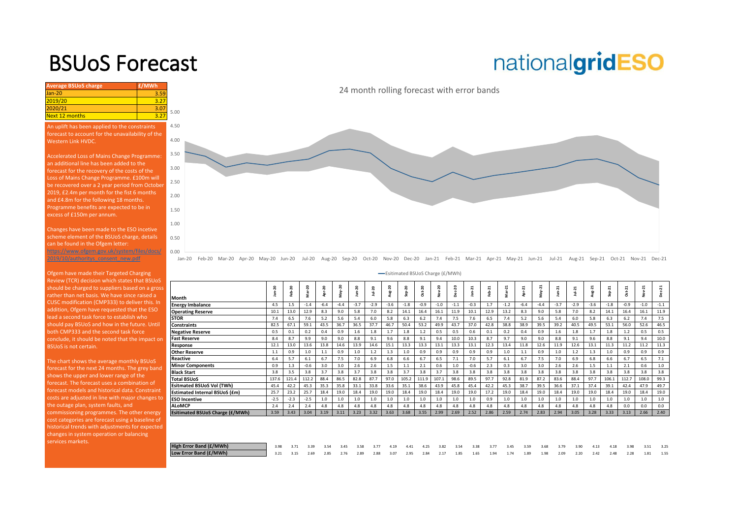# BSUoS Forecast

nationalgridESO

| Average BSUoS charge | £/MWh |
|---|---|
| Jan-20 | 3.59 |
| 2019/20 | 3.27 |
| 2020/21 | 3.07 |
| Next 12 months | 3.27 |

An uplift has been applied to the constraints forecast to account for the unavailability of the Western Link HVDC.

Accelerated Loss of Mains Change Programme: an additional line has been added to the forecast for the recovery of the costs of the Loss of Mains Change Programme. £100m will be recovered over a 2 year period from October 2019, £2.4m per month for the fist 6 months and £4.8m for the following 18 months. Programme benefits are expected to be in excess of £150m per annum.

Changes have been made to the ESO incetive scheme element of the BSUoS charge, details can be found in the Ofgem letter: [https://www.ofgem.gov.uk/system/files/docs/2019/10/authoritys_consent_new.pdf](https://www.ofgem.gov.uk/system/files/docs/2019/10/authoritys_consent_new.pdf)

Ofgem have made their Targeted Charging Review (TCR) decision which states that BSUoS should be charged to suppliers based on a gross rather than net basis. We have since raised a CUSC modification (CMP333) to deliver this. In addition, Ofgem have requested that the ESO lead a second task force to establish who should pay BSUoS and how in the future. Until both CMP333 and the second task force conclude, it should be noted that the impact on BSUoS is not certain.

The chart shows the average monthly BSUoS forecast for the next 24 months. The grey band shows the upper and lower range of the forecast. The forecast uses a combination of forecast models and historical data. Constraint costs are adjusted in line with major changes to the outage plan, system faults, and commissioning programmes. The other energy cost categories are forecast using a baseline of historical trends with adjustments for expected changes in system operation or balancing services markets.

24 month rolling forecast with error bands

—Esitimated BSUoS Charge (£/MWh)

| Month | Jan-20 | Feb-20 | Mar-20 | Apr-20 | May-20 | Jun-20 | Jul-20 | Aug-20 | Sep-20 | Oct-20 | Nov-20 | Dec-20 | Jan-21 | Feb-21 | Mar-21 | Apr-21 | May-21 | Jun-21 | Jul-21 | Aug-21 | Sep-21 | Oct-21 | Nov-21 | Dec-21 |
|---|---|---|---|---|---|---|---|---|---|---|---|---|---|---|---|---|---|---|---|---|---|---|---|---|
| Energy Imbalance | 4.5 | 1.5 | -1.4 | -6.4 | -4.4 | -3.7 | -2.9 | -3.6 | -1.8 | -0.9 | -1.0 | -1.1 | -0.3 | 1.7 | -1.2 | -6.4 | -4.4 | -3.7 | -2.9 | -3.6 | -1.8 | -0.9 | -1.0 | -1.1 |
| Operating Reserve | 10.1 | 13.0 | 12.9 | 8.3 | 9.0 | 5.8 | 7.0 | 8.2 | 14.1 | 16.4 | 16.1 | 11.9 | 10.1 | 12.9 | 13.2 | 8.3 | 9.0 | 5.8 | 7.0 | 8.2 | 14.1 | 16.4 | 16.1 | 11.9 |
| STOR | 7.4 | 6.5 | 7.6 | 5.2 | 5.6 | 5.4 | 6.0 | 5.8 | 6.3 | 6.2 | 7.4 | 7.5 | 7.6 | 6.5 | 7.4 | 5.2 | 5.6 | 5.4 | 6.0 | 5.8 | 6.3 | 6.2 | 7.4 | 7.5 |
| Constraints | 82.5 | 67.1 | 59.1 | 43.5 | 36.7 | 36.5 | 37.7 | 46.7 | 50.4 | 53.2 | 49.9 | 43.7 | 37.0 | 42.8 | 38.8 | 38.9 | 39.5 | 39.2 | 40.5 | 49.5 | 53.1 | 56.0 | 52.6 | 46.5 |
| Negative Reserve | 0.5 | 0.1 | 0.2 | 0.4 | 0.9 | 1.6 | 1.8 | 1.7 | 1.8 | 1.2 | 0.5 | 0.5 | 0.6 | 0.1 | 0.2 | 0.4 | 0.9 | 1.6 | 1.8 | 1.7 | 1.8 | 1.2 | 0.5 | 0.5 |
| Fast Reserve | 8.4 | 8.7 | 9.9 | 9.0 | 9.0 | 8.8 | 9.1 | 9.6 | 8.8 | 9.1 | 9.4 | 10.0 | 10.3 | 8.7 | 9.7 | 9.0 | 9.0 | 8.8 | 9.1 | 9.6 | 8.8 | 9.1 | 9.4 | 10.0 |
| Response | 12.1 | 13.0 | 13.6 | 13.8 | 14.6 | 13.9 | 14.6 | 15.1 | 13.3 | 13.3 | 13.1 | 13.3 | 13.1 | 12.3 | 13.4 | 11.8 | 12.6 | 11.9 | 12.6 | 13.1 | 11.3 | 11.2 | 11.2 | 11.3 |
| Other Reserve | 1.1 | 0.9 | 1.0 | 1.1 | 0.9 | 1.0 | 1.2 | 1.3 | 1.0 | 0.9 | 0.9 | 0.9 | 0.9 | 0.9 | 1.0 | 1.1 | 0.9 | 1.0 | 1.2 | 1.3 | 1.0 | 0.9 | 0.9 | 0.9 |
| Reactive | 6.4 | 5.7 | 6.1 | 6.7 | 7.5 | 7.0 | 6.9 | 6.8 | 6.6 | 6.7 | 6.5 | 7.1 | 7.0 | 5.7 | 6.1 | 6.7 | 7.5 | 7.0 | 6.9 | 6.8 | 6.6 | 6.7 | 6.5 | 7.1 |
| Minor Components | 0.9 | 1.3 | -0.6 | 3.0 | 3.0 | 2.6 | 2.6 | 1.5 | 1.1 | 2.1 | 0.6 | 1.0 | -0.6 | 2.3 | 0.3 | 3.0 | 3.0 | 2.6 | 2.6 | 1.5 | 1.1 | 2.1 | 0.6 | 1.0 |
| Black Start | 3.8 | 3.5 | 3.8 | 3.7 | 3.8 | 3.7 | 3.8 | 3.8 | 3.7 | 3.8 | 3.7 | 3.8 | 3.8 | 3.8 | 3.8 | 3.8 | 3.8 | 3.8 | 3.8 | 3.8 | 3.8 | 3.8 | 3.8 | 3.8 |
| Total BSUoS | 137.6 | 121.4 | 112.2 | 88.4 | 86.5 | 82.8 | 87.7 | 97.0 | 105.2 | 111.9 | 107.1 | 98.6 | 89.5 | 97.7 | 92.8 | 81.9 | 87.2 | 83.6 | 88.4 | 97.7 | 106.1 | 112.7 | 108.0 | 99.3 |
| Esitimated BSUoS Vol (TWh) | 45.4 | 42.2 | 45.3 | 35.3 | 35.8 | 33.1 | 33.8 | 33.6 | 35.1 | 38.6 | 43.9 | 45.8 | 45.4 | 42.2 | 45.3 | 38.7 | 39.5 | 36.6 | 37.1 | 37.4 | 39.1 | 42.4 | 47.9 | 49.7 |
| Estimated Internal BSUoS (£m) | 25.7 | 23.2 | 25.7 | 18.4 | 19.0 | 18.4 | 19.0 | 19.0 | 18.4 | 19.0 | 18.4 | 19.0 | 19.0 | 17.2 | 19.0 | 18.4 | 19.0 | 18.4 | 19.0 | 19.0 | 18.4 | 19.0 | 18.4 | 19.0 |
| ESO Incentive | -2.5 | -2.3 | -2.5 | 1.0 | 1.0 | 1.0 | 1.0 | 1.0 | 1.0 | 1.0 | 1.0 | 1.0 | 1.0 | 0.9 | 1.0 | 1.0 | 1.0 | 1.0 | 1.0 | 1.0 | 1.0 | 1.0 | 1.0 | 1.0 |
| ALoMCP | 2.4 | 2.4 | 2.4 | 4.8 | 4.8 | 4.8 | 4.8 | 4.8 | 4.8 | 4.8 | 4.8 | 4.8 | 4.8 | 4.8 | 4.8 | 4.8 | 4.8 | 4.8 | 4.8 | 4.8 | 4.8 | 0.0 | 0.0 | 0.0 |
| Esitimated BSUoS Charge (£/MWh) | 3.59 | 3.43 | 3.04 | 3.19 | 3.11 | 3.23 | 3.32 | 3.63 | 3.68 | 3.55 | 2.99 | 2.69 | 2.52 | 2.86 | 2.59 | 2.74 | 2.83 | 2.94 | 3.05 | 3.28 | 3.33 | 3.13 | 2.66 | 2.40 |
| High Error Band (£/MWh) | 3.98 | 3.71 | 3.39 | 3.54 | 3.45 | 3.58 | 3.77 | 4.19 | 4.41 | 4.25 | 3.82 | 3.54 | 3.38 | 3.77 | 3.45 | 3.59 | 3.68 | 3.79 | 3.90 | 4.13 | 4.18 | 3.98 | 3.51 | 3.25 |
| Low Error Band (£/MWh) | 3.21 | 3.15 | 2.69 | 2.85 | 2.76 | 2.89 | 2.88 | 3.07 | 2.95 | 2.84 | 2.17 | 1.85 | 1.65 | 1.94 | 1.74 | 1.89 | 1.98 | 2.09 | 2.20 | 2.42 | 2.48 | 2.28 | 1.81 | 1.55 |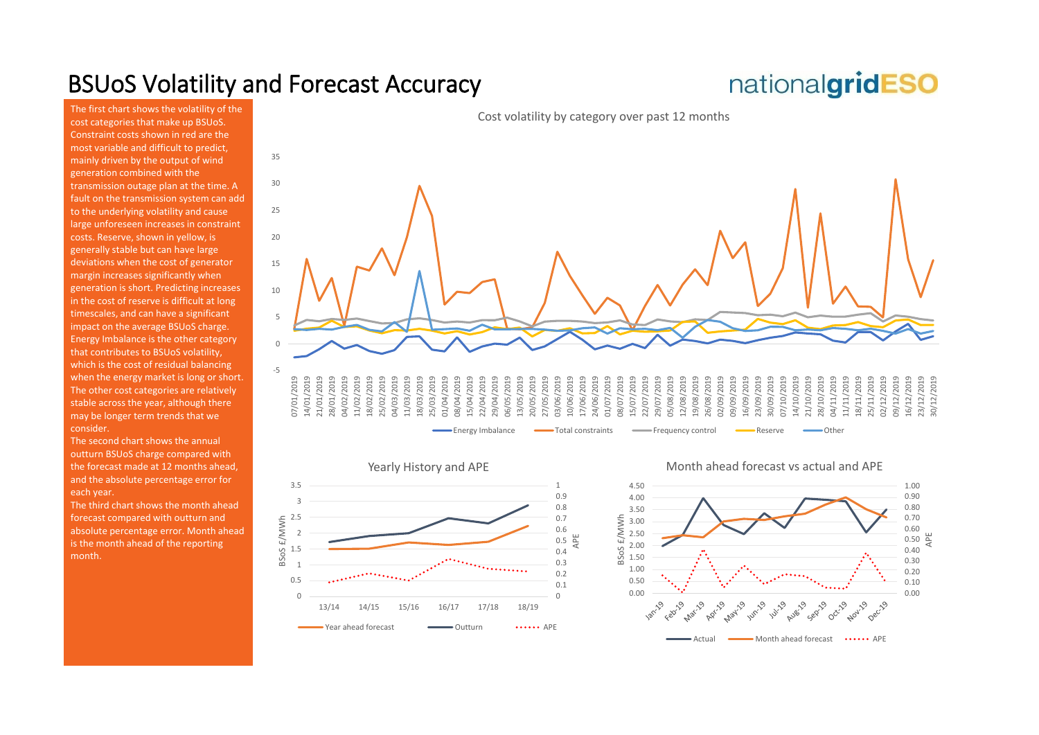# BSUoS Volatility and Forecast Accuracy

nationalgridESO

The first chart shows the volatility of the cost categories that make up BSUoS. Constraint costs shown in red are the most variable and difficult to predict, mainly driven by the output of wind generation combined with the transmission outage plan at the time. A fault on the transmission system can add to the underlying volatility and cause large unforeseen increases in constraint costs. Reserve, shown in yellow, is generally stable but can have large deviations when the cost of generator margin increases significantly when generation is short. Predicting increases in the cost of reserve is difficult at long timescales, and can have a significant impact on the average BSUoS charge. Energy Imbalance is the other category that contributes to BSUoS volatility, which is the cost of residual balancing when the energy market is long or short. The other cost categories are relatively stable across the year, although there may be longer term trends that we consider.

The second chart shows the annual outturn BSUoS charge compared with the forecast made at 12 months ahead, and the absolute percentage error for each year.

The third chart shows the month ahead forecast compared with outturn and absolute percentage error. Month ahead is the month ahead of the reporting month.

Cost volatility by category over past 12 months

35
30
25
20
15
10
5
0
-5

07/01/2019, 14/01/2019, 21/01/2019, 28/01/2019, 04/02/2019, 11/02/2019, 18/02/2019, 25/02/2019, 04/03/2019, 11/03/2019, 18/03/2019, 25/03/2019, 01/04/2019, 08/04/2019, 15/04/2019, 22/04/2019, 29/04/2019, 06/05/2019, 13/05/2019, 20/05/2019, 27/05/2019, 03/06/2019, 10/06/2019, 17/06/2019, 24/06/2019, 01/07/2019, 08/07/2019, 15/07/2019, 22/07/2019, 29/07/2019, 05/08/2019, 12/08/2019, 19/08/2019, 26/08/2019, 02/09/2019, 09/09/2019, 16/09/2019, 23/09/2019, 30/09/2019, 07/10/2019, 14/10/2019, 21/10/2019, 28/10/2019, 04/11/2019, 11/11/2019, 18/11/2019, 25/11/2019, 02/12/2019, 09/12/2019, 16/12/2019, 23/12/2019, 30/12/2019

Energy Imbalance | Total constraints | Frequency control | Reserve | Other

Yearly History and APE

BSoS £/MWh: 3.5, 3, 2.5, 2, 1.5, 1, 0.5, 0
APE: 1, 0.9, 0.8, 0.7, 0.6, 0.5, 0.4, 0.3, 0.2, 0.1, 0

13/14, 14/15, 15/16, 16/17, 17/18, 18/19

Year ahead forecast | Outturn | APE

Month ahead forecast vs actual and APE

BSoS £/MWh: 4.50, 4.00, 3.50, 3.00, 2.50, 2.00, 1.50, 1.00, 0.50, 0.00
APE: 1.00, 0.90, 0.80, 0.70, 0.60, 0.50, 0.40, 0.30, 0.20, 0.10, 0.00

Jan-19, Feb-19, Mar-19, Apr-19, May-19, Jun-19, Jul-19, Aug-19, Sep-19, Oct-19, Nov-19, Dec-19

Actual | Month ahead forecast | APE